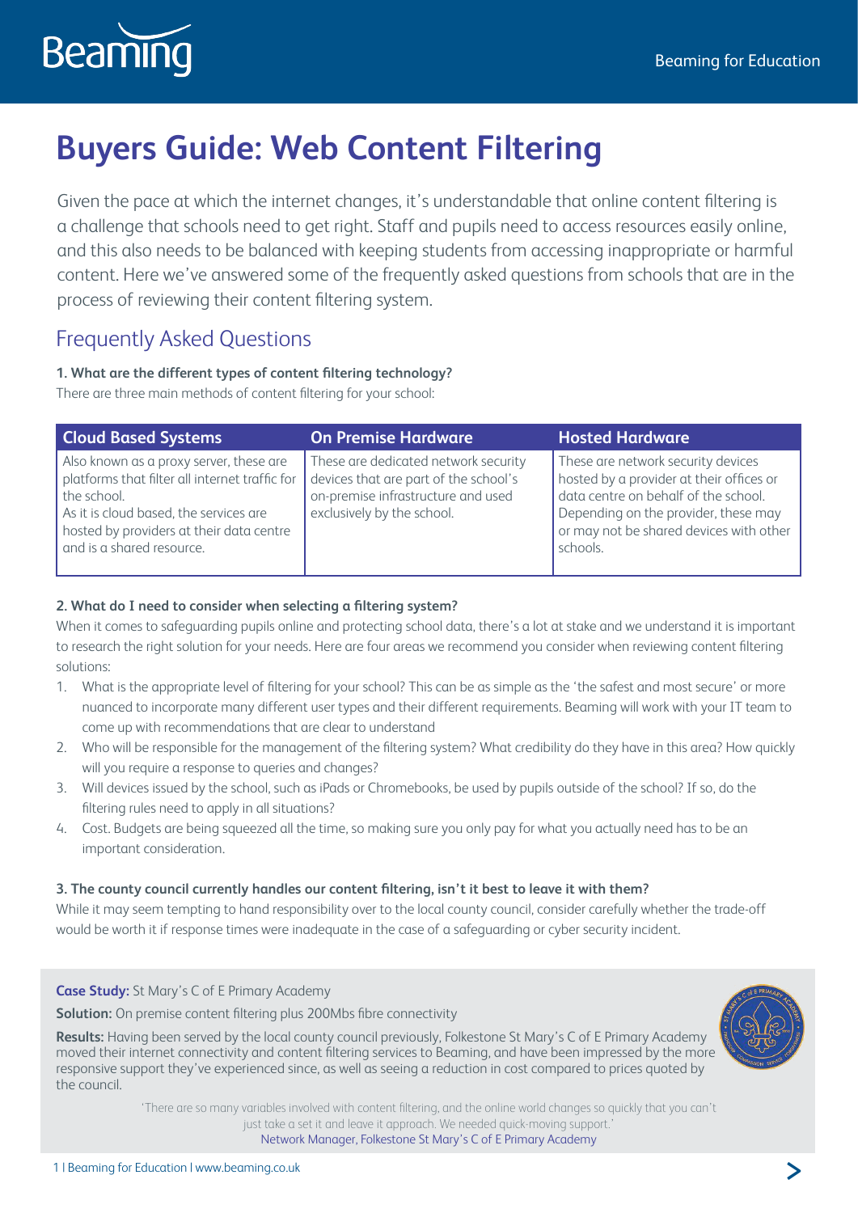# Buyers Guide: Web Content Filtering

Given the pace at which the internet changes, it's understandable that online content filtering is a challenge that schools need to get right. Staff and pupils need to access resources easily online, and this also needs to be balanced with keeping students from accessing inappropriate or harmful content. Here we've answered some of the frequently asked questions from schools that are in the process of reviewing their content filtering system.

## Frequently Asked Questions

**1. What are the different types of content filtering technology?**

There are three main methods of content filtering for your school:

| Cloud Based Systems | On Premise Hardware | Hosted Hardware |
|---|---|---|
| Also known as a proxy server, these are platforms that filter all internet traffic for the school. As it is cloud based, the services are hosted by providers at their data centre and is a shared resource. | These are dedicated network security devices that are part of the school's on-premise infrastructure and used exclusively by the school. | These are network security devices hosted by a provider at their offices or data centre on behalf of the school. Depending on the provider, these may or may not be shared devices with other schools. |

**2. What do I need to consider when selecting a filtering system?**

When it comes to safeguarding pupils online and protecting school data, there's a lot at stake and we understand it is important to research the right solution for your needs. Here are four areas we recommend you consider when reviewing content filtering solutions:

1. What is the appropriate level of filtering for your school? This can be as simple as the 'the safest and most secure' or more nuanced to incorporate many different user types and their different requirements. Beaming will work with your IT team to come up with recommendations that are clear to understand
2. Who will be responsible for the management of the filtering system? What credibility do they have in this area? How quickly will you require a response to queries and changes?
3. Will devices issued by the school, such as iPads or Chromebooks, be used by pupils outside of the school? If so, do the filtering rules need to apply in all situations?
4. Cost. Budgets are being squeezed all the time, so making sure you only pay for what you actually need has to be an important consideration.

**3. The county council currently handles our content filtering, isn't it best to leave it with them?**

While it may seem tempting to hand responsibility over to the local county council, consider carefully whether the trade-off would be worth it if response times were inadequate in the case of a safeguarding or cyber security incident.

**Case Study:** St Mary's C of E Primary Academy

**Solution:** On premise content filtering plus 200Mbs fibre connectivity

**Results:** Having been served by the local county council previously, Folkestone St Mary's C of E Primary Academy moved their internet connectivity and content filtering services to Beaming, and have been impressed by the more responsive support they've experienced since, as well as seeing a reduction in cost compared to prices quoted by the council.

'There are so many variables involved with content filtering, and the online world changes so quickly that you can't just take a set it and leave it approach. We needed quick-moving support.'

Network Manager, Folkestone St Mary's C of E Primary Academy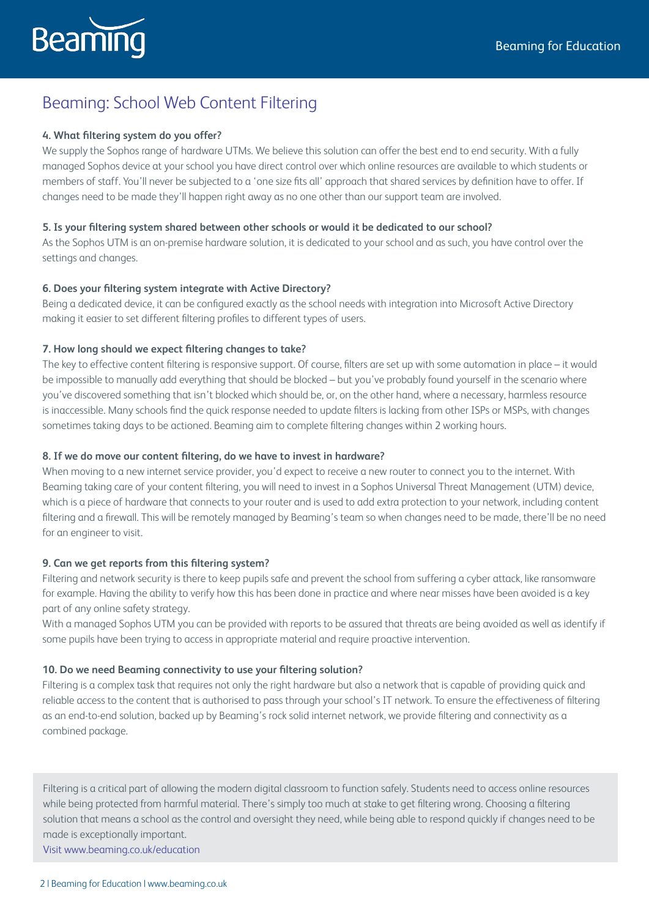# Beaming: School Web Content Filtering

### 4. What filtering system do you offer?

We supply the Sophos range of hardware UTMs. We believe this solution can offer the best end to end security. With a fully managed Sophos device at your school you have direct control over which online resources are available to which students or members of staff. You'll never be subjected to a 'one size fits all' approach that shared services by definition have to offer. If changes need to be made they'll happen right away as no one other than our support team are involved.

### 5. Is your filtering system shared between other schools or would it be dedicated to our school?

As the Sophos UTM is an on-premise hardware solution, it is dedicated to your school and as such, you have control over the settings and changes.

### 6. Does your filtering system integrate with Active Directory?

Being a dedicated device, it can be configured exactly as the school needs with integration into Microsoft Active Directory making it easier to set different filtering profiles to different types of users.

### 7. How long should we expect filtering changes to take?

The key to effective content filtering is responsive support. Of course, filters are set up with some automation in place – it would be impossible to manually add everything that should be blocked – but you've probably found yourself in the scenario where you've discovered something that isn't blocked which should be, or, on the other hand, where a necessary, harmless resource is inaccessible. Many schools find the quick response needed to update filters is lacking from other ISPs or MSPs, with changes sometimes taking days to be actioned. Beaming aim to complete filtering changes within 2 working hours.

### 8. If we do move our content filtering, do we have to invest in hardware?

When moving to a new internet service provider, you'd expect to receive a new router to connect you to the internet. With Beaming taking care of your content filtering, you will need to invest in a Sophos Universal Threat Management (UTM) device, which is a piece of hardware that connects to your router and is used to add extra protection to your network, including content filtering and a firewall. This will be remotely managed by Beaming's team so when changes need to be made, there'll be no need for an engineer to visit.

### 9. Can we get reports from this filtering system?

Filtering and network security is there to keep pupils safe and prevent the school from suffering a cyber attack, like ransomware for example. Having the ability to verify how this has been done in practice and where near misses have been avoided is a key part of any online safety strategy.

With a managed Sophos UTM you can be provided with reports to be assured that threats are being avoided as well as identify if some pupils have been trying to access in appropriate material and require proactive intervention.

### 10. Do we need Beaming connectivity to use your filtering solution?

Filtering is a complex task that requires not only the right hardware but also a network that is capable of providing quick and reliable access to the content that is authorised to pass through your school's IT network. To ensure the effectiveness of filtering as an end-to-end solution, backed up by Beaming's rock solid internet network, we provide filtering and connectivity as a combined package.

Filtering is a critical part of allowing the modern digital classroom to function safely. Students need to access online resources while being protected from harmful material. There's simply too much at stake to get filtering wrong. Choosing a filtering solution that means a school as the control and oversight they need, while being able to respond quickly if changes need to be made is exceptionally important.

Visit www.beaming.co.uk/education